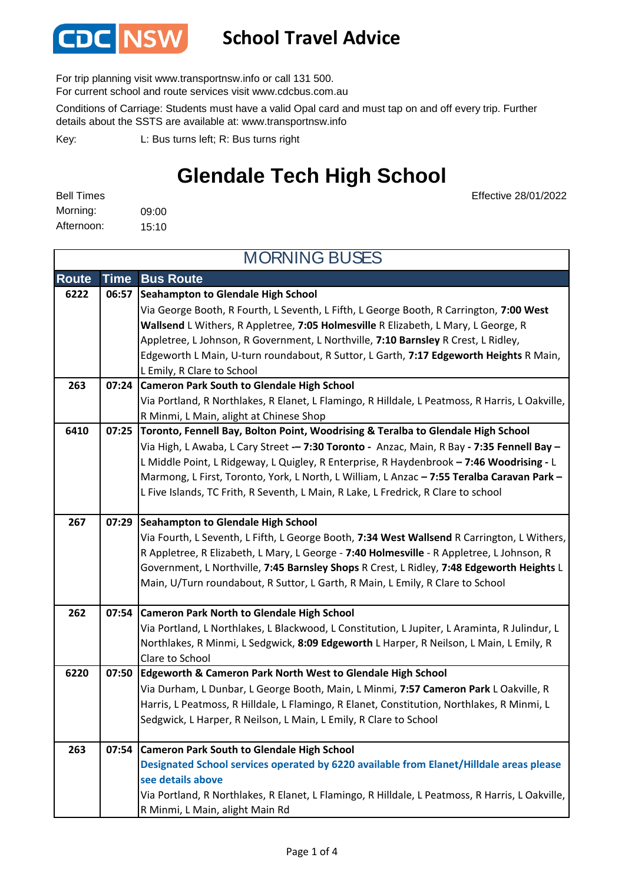CDC NSW **School Travel Advice**

For trip planning visit www.transportnsw.info or call 131 500.
For current school and route services visit www.cdcbus.com.au

Conditions of Carriage: Students must have a valid Opal card and must tap on and off every trip. Further details about the SSTS are available at: www.transportnsw.info

Key: L: Bus turns left; R: Bus turns right

# Glendale Tech High School

Effective 28/01/2022

Bell Times
Morning: 09:00
Afternoon: 15:10

## MORNING BUSES

| Route | Time | Bus Route |
|---|---|---|
| 6222 | 06:57 | **Seahampton to Glendale High School** Via George Booth, R Fourth, L Seventh, L Fifth, L George Booth, R Carrington, **7:00 West Wallsend** L Withers, R Appletree, **7:05 Holmesville** R Elizabeth, L Mary, L George, R Appletree, L Johnson, R Government, L Northville, **7:10 Barnsley** R Crest, L Ridley, Edgeworth L Main, U-turn roundabout, R Suttor, L Garth, **7:17 Edgeworth Heights** R Main, L Emily, R Clare to School |
| 263 | 07:24 | **Cameron Park South to Glendale High School** Via Portland, R Northlakes, R Elanet, L Flamingo, R Hilldale, L Peatmoss, R Harris, L Oakville, R Minmi, L Main, alight at Chinese Shop |
| 6410 | 07:25 | **Toronto, Fennell Bay, Bolton Point, Woodrising & Teralba to Glendale High School** Via High, L Awaba, L Cary Street -– **7:30 Toronto -** Anzac, Main, R Bay **- 7:35 Fennell Bay –** L Middle Point, L Ridgeway, L Quigley, R Enterprise, R Haydenbrook **– 7:46 Woodrising -** L Marmong, L First, Toronto, York, L North, L William, L Anzac **– 7:55 Teralba Caravan Park –** L Five Islands, TC Frith, R Seventh, L Main, R Lake, L Fredrick, R Clare to school |
| 267 | 07:29 | **Seahampton to Glendale High School** Via Fourth, L Seventh, L Fifth, L George Booth, **7:34 West Wallsend** R Carrington, L Withers, R Appletree, R Elizabeth, L Mary, L George - **7:40 Holmesville** - R Appletree, L Johnson, R Government, L Northville, **7:45 Barnsley Shops** R Crest, L Ridley, **7:48 Edgeworth Heights** L Main, U/Turn roundabout, R Suttor, L Garth, R Main, L Emily, R Clare to School |
| 262 | 07:54 | **Cameron Park North to Glendale High School** Via Portland, L Northlakes, L Blackwood, L Constitution, L Jupiter, L Araminta, R Julindur, L Northlakes, R Minmi, L Sedgwick, **8:09 Edgeworth** L Harper, R Neilson, L Main, L Emily, R Clare to School |
| 6220 | 07:50 | **Edgeworth & Cameron Park North West to Glendale High School** Via Durham, L Dunbar, L George Booth, Main, L Minmi, **7:57 Cameron Park** L Oakville, R Harris, L Peatmoss, R Hilldale, L Flamingo, R Elanet, Constitution, Northlakes, R Minmi, L Sedgwick, L Harper, R Neilson, L Main, L Emily, R Clare to School |
| 263 | 07:54 | **Cameron Park South to Glendale High School** **Designated School services operated by 6220 available from Elanet/Hilldale areas please see details above** Via Portland, R Northlakes, R Elanet, L Flamingo, R Hilldale, L Peatmoss, R Harris, L Oakville, R Minmi, L Main, alight Main Rd |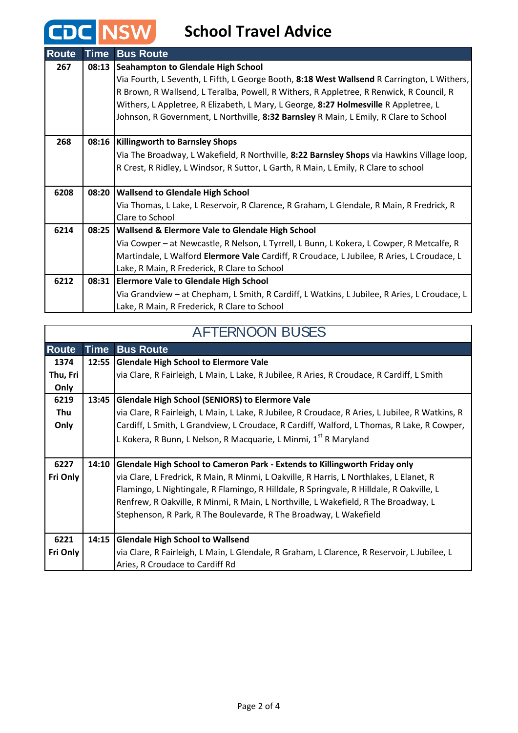# CDC NSW School Travel Advice

| Route | Time | Bus Route |
|---|---|---|
| 267 | 08:13 | **Seahampton to Glendale High School**<br>Via Fourth, L Seventh, L Fifth, L George Booth, **8:18 West Wallsend** R Carrington, L Withers, R Brown, R Wallsend, L Teralba, Powell, R Withers, R Appletree, R Renwick, R Council, R Withers, L Appletree, R Elizabeth, L Mary, L George, **8:27 Holmesville** R Appletree, L Johnson, R Government, L Northville, **8:32 Barnsley** R Main, L Emily, R Clare to School |
| 268 | 08:16 | **Killingworth to Barnsley Shops**<br>Via The Broadway, L Wakefield, R Northville, **8:22 Barnsley Shops** via Hawkins Village loop, R Crest, R Ridley, L Windsor, R Suttor, L Garth, R Main, L Emily, R Clare to school |
| 6208 | 08:20 | **Wallsend to Glendale High School**<br>Via Thomas, L Lake, L Reservoir, R Clarence, R Graham, L Glendale, R Main, R Fredrick, R Clare to School |
| 6214 | 08:25 | **Wallsend & Elermore Vale to Glendale High School**<br>Via Cowper – at Newcastle, R Nelson, L Tyrrell, L Bunn, L Kokera, L Cowper, R Metcalfe, R Martindale, L Walford **Elermore Vale** Cardiff, R Croudace, L Jubilee, R Aries, L Croudace, L Lake, R Main, R Frederick, R Clare to School |
| 6212 | 08:31 | **Elermore Vale to Glendale High School**<br>Via Grandview – at Chepham, L Smith, R Cardiff, L Watkins, L Jubilee, R Aries, L Croudace, L Lake, R Main, R Frederick, R Clare to School |

## AFTERNOON BUSES

| Route | Time | Bus Route |
|---|---|---|
| 1374 Thu, Fri Only | 12:55 | **Glendale High School to Elermore Vale**<br>via Clare, R Fairleigh, L Main, L Lake, R Jubilee, R Aries, R Croudace, R Cardiff, L Smith |
| 6219 Thu Only | 13:45 | **Glendale High School (SENIORS) to Elermore Vale**<br>via Clare, R Fairleigh, L Main, L Lake, R Jubilee, R Croudace, R Aries, L Jubilee, R Watkins, R Cardiff, L Smith, L Grandview, L Croudace, R Cardiff, Walford, L Thomas, R Lake, R Cowper, L Kokera, R Bunn, L Nelson, R Macquarie, L Minmi, 1st R Maryland |
| 6227 Fri Only | 14:10 | **Glendale High School to Cameron Park - Extends to Killingworth Friday only**<br>via Clare, L Fredrick, R Main, R Minmi, L Oakville, R Harris, L Northlakes, L Elanet, R Flamingo, L Nightingale, R Flamingo, R Hilldale, R Springvale, R Hilldale, R Oakville, L Renfrew, R Oakville, R Minmi, R Main, L Northville, L Wakefield, R The Broadway, L Stephenson, R Park, R The Boulevarde, R The Broadway, L Wakefield |
| 6221 Fri Only | 14:15 | **Glendale High School to Wallsend**<br>via Clare, R Fairleigh, L Main, L Glendale, R Graham, L Clarence, R Reservoir, L Jubilee, L Aries, R Croudace to Cardiff Rd |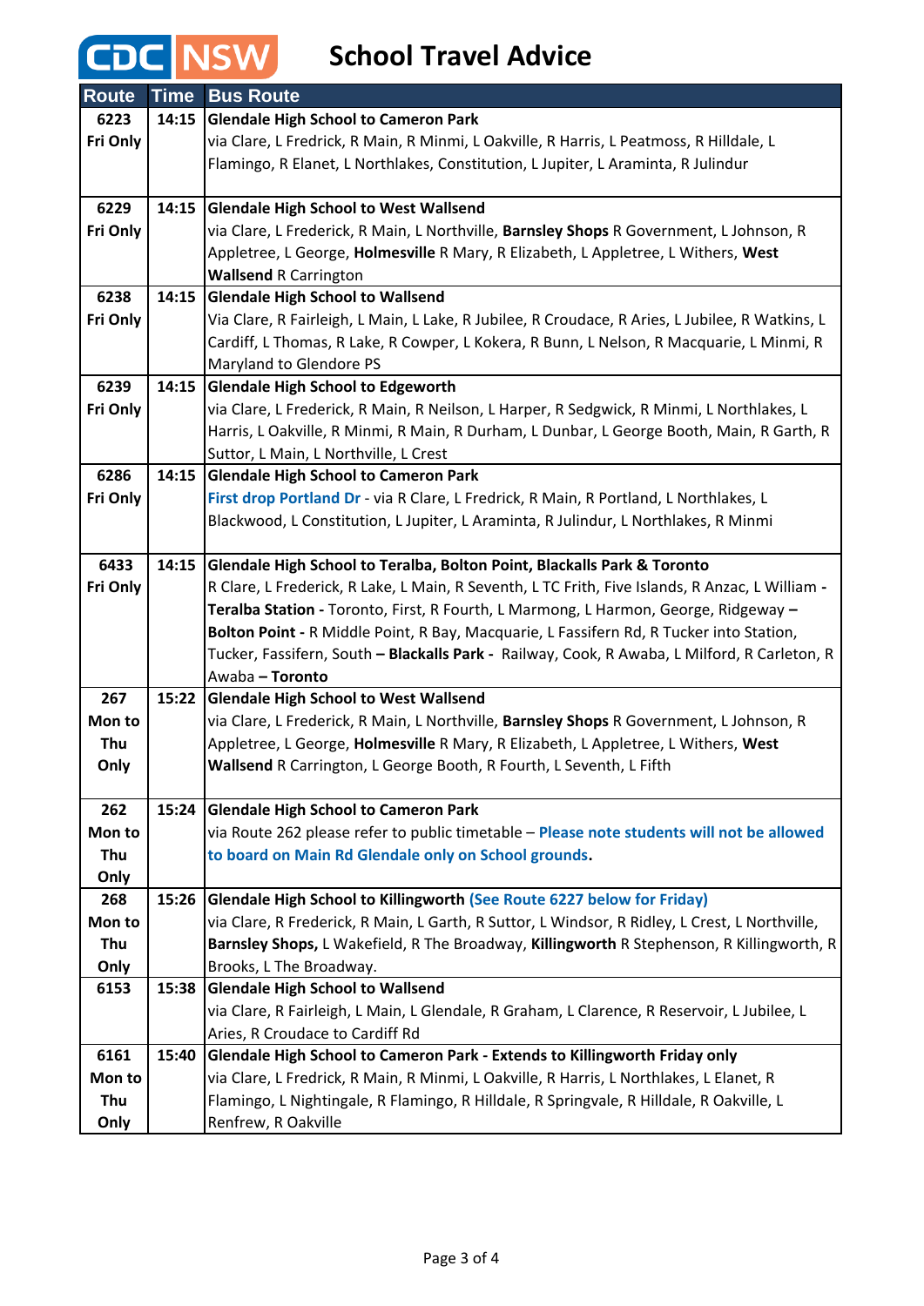# CDC NSW School Travel Advice

| Route | Time | Bus Route |
|---|---|---|
| 6223 Fri Only | 14:15 | **Glendale High School to Cameron Park** via Clare, L Fredrick, R Main, R Minmi, L Oakville, R Harris, L Peatmoss, R Hilldale, L Flamingo, R Elanet, L Northlakes, Constitution, L Jupiter, L Araminta, R Julindur |
| 6229 Fri Only | 14:15 | **Glendale High School to West Wallsend** via Clare, L Frederick, R Main, L Northville, **Barnsley Shops** R Government, L Johnson, R Appletree, L George, **Holmesville** R Mary, R Elizabeth, L Appletree, L Withers, **West Wallsend** R Carrington |
| 6238 Fri Only | 14:15 | **Glendale High School to Wallsend** Via Clare, R Fairleigh, L Main, L Lake, R Jubilee, R Croudace, R Aries, L Jubilee, R Watkins, L Cardiff, L Thomas, R Lake, R Cowper, L Kokera, R Bunn, L Nelson, R Macquarie, L Minmi, R Maryland to Glendore PS |
| 6239 Fri Only | 14:15 | **Glendale High School to Edgeworth** via Clare, L Frederick, R Main, R Neilson, L Harper, R Sedgwick, R Minmi, L Northlakes, L Harris, L Oakville, R Minmi, R Main, R Durham, L Dunbar, L George Booth, Main, R Garth, R Suttor, L Main, L Northville, L Crest |
| 6286 Fri Only | 14:15 | **Glendale High School to Cameron Park** **First drop Portland Dr** - via R Clare, L Fredrick, R Main, R Portland, L Northlakes, L Blackwood, L Constitution, L Jupiter, L Araminta, R Julindur, L Northlakes, R Minmi |
| 6433 Fri Only | 14:15 | **Glendale High School to Teralba, Bolton Point, Blackalls Park & Toronto** R Clare, L Frederick, R Lake, L Main, R Seventh, L TC Frith, Five Islands, R Anzac, L William - **Teralba Station -** Toronto, First, R Fourth, L Marmong, L Harmon, George, Ridgeway **– Bolton Point -** R Middle Point, R Bay, Macquarie, L Fassifern Rd, R Tucker into Station, Tucker, Fassifern, South **– Blackalls Park -** Railway, Cook, R Awaba, L Milford, R Carleton, R Awaba **– Toronto** |
| 267 Mon to Thu Only | 15:22 | **Glendale High School to West Wallsend** via Clare, L Frederick, R Main, L Northville, **Barnsley Shops** R Government, L Johnson, R Appletree, L George, **Holmesville** R Mary, R Elizabeth, L Appletree, L Withers, **West Wallsend** R Carrington, L George Booth, R Fourth, L Seventh, L Fifth |
| 262 Mon to Thu Only | 15:24 | **Glendale High School to Cameron Park** via Route 262 please refer to public timetable – **Please note students will not be allowed to board on Main Rd Glendale only on School grounds.** |
| 268 Mon to Thu Only | 15:26 | **Glendale High School to Killingworth (See Route 6227 below for Friday)** via Clare, R Frederick, R Main, L Garth, R Suttor, L Windsor, R Ridley, L Crest, L Northville, **Barnsley Shops,** L Wakefield, R The Broadway, **Killingworth** R Stephenson, R Killingworth, R Brooks, L The Broadway. |
| 6153 | 15:38 | **Glendale High School to Wallsend** via Clare, R Fairleigh, L Main, L Glendale, R Graham, L Clarence, R Reservoir, L Jubilee, L Aries, R Croudace to Cardiff Rd |
| 6161 Mon to Thu Only | 15:40 | **Glendale High School to Cameron Park - Extends to Killingworth Friday only** via Clare, L Fredrick, R Main, R Minmi, L Oakville, R Harris, L Northlakes, L Elanet, R Flamingo, L Nightingale, R Flamingo, R Hilldale, R Springvale, R Hilldale, R Oakville, L Renfrew, R Oakville |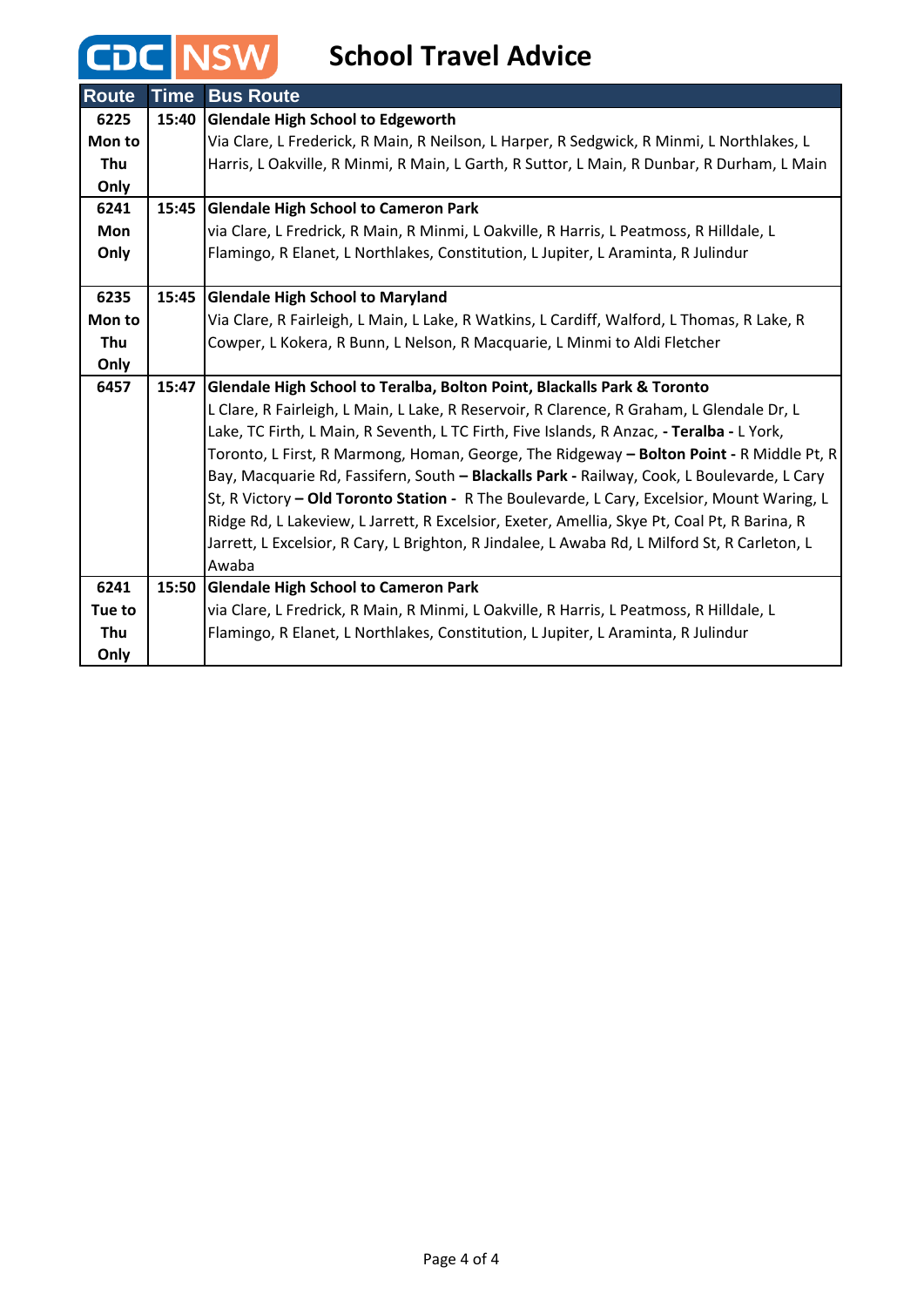# CDC NSW School Travel Advice

| Route | Time | Bus Route |
|---|---|---|
| **6225 Mon to Thu Only** | **15:40** | **Glendale High School to Edgeworth** Via Clare, L Frederick, R Main, R Neilson, L Harper, R Sedgwick, R Minmi, L Northlakes, L Harris, L Oakville, R Minmi, R Main, L Garth, R Suttor, L Main, R Dunbar, R Durham, L Main |
| **6241 Mon Only** | **15:45** | **Glendale High School to Cameron Park** via Clare, L Fredrick, R Main, R Minmi, L Oakville, R Harris, L Peatmoss, R Hilldale, L Flamingo, R Elanet, L Northlakes, Constitution, L Jupiter, L Araminta, R Julindur |
| **6235 Mon to Thu Only** | **15:45** | **Glendale High School to Maryland** Via Clare, R Fairleigh, L Main, L Lake, R Watkins, L Cardiff, Walford, L Thomas, R Lake, R Cowper, L Kokera, R Bunn, L Nelson, R Macquarie, L Minmi to Aldi Fletcher |
| **6457** | **15:47** | **Glendale High School to Teralba, Bolton Point, Blackalls Park & Toronto** L Clare, R Fairleigh, L Main, L Lake, R Reservoir, R Clarence, R Graham, L Glendale Dr, L Lake, TC Firth, L Main, R Seventh, L TC Firth, Five Islands, R Anzac, **- Teralba -** L York, Toronto, L First, R Marmong, Homan, George, The Ridgeway **– Bolton Point -** R Middle Pt, R Bay, Macquarie Rd, Fassifern, South **– Blackalls Park -** Railway, Cook, L Boulevarde, L Cary St, R Victory **– Old Toronto Station -** R The Boulevarde, L Cary, Excelsior, Mount Waring, L Ridge Rd, L Lakeview, L Jarrett, R Excelsior, Exeter, Amellia, Skye Pt, Coal Pt, R Barina, R Jarrett, L Excelsior, R Cary, L Brighton, R Jindalee, L Awaba Rd, L Milford St, R Carleton, L Awaba |
| **6241 Tue to Thu Only** | **15:50** | **Glendale High School to Cameron Park** via Clare, L Fredrick, R Main, R Minmi, L Oakville, R Harris, L Peatmoss, R Hilldale, L Flamingo, R Elanet, L Northlakes, Constitution, L Jupiter, L Araminta, R Julindur |